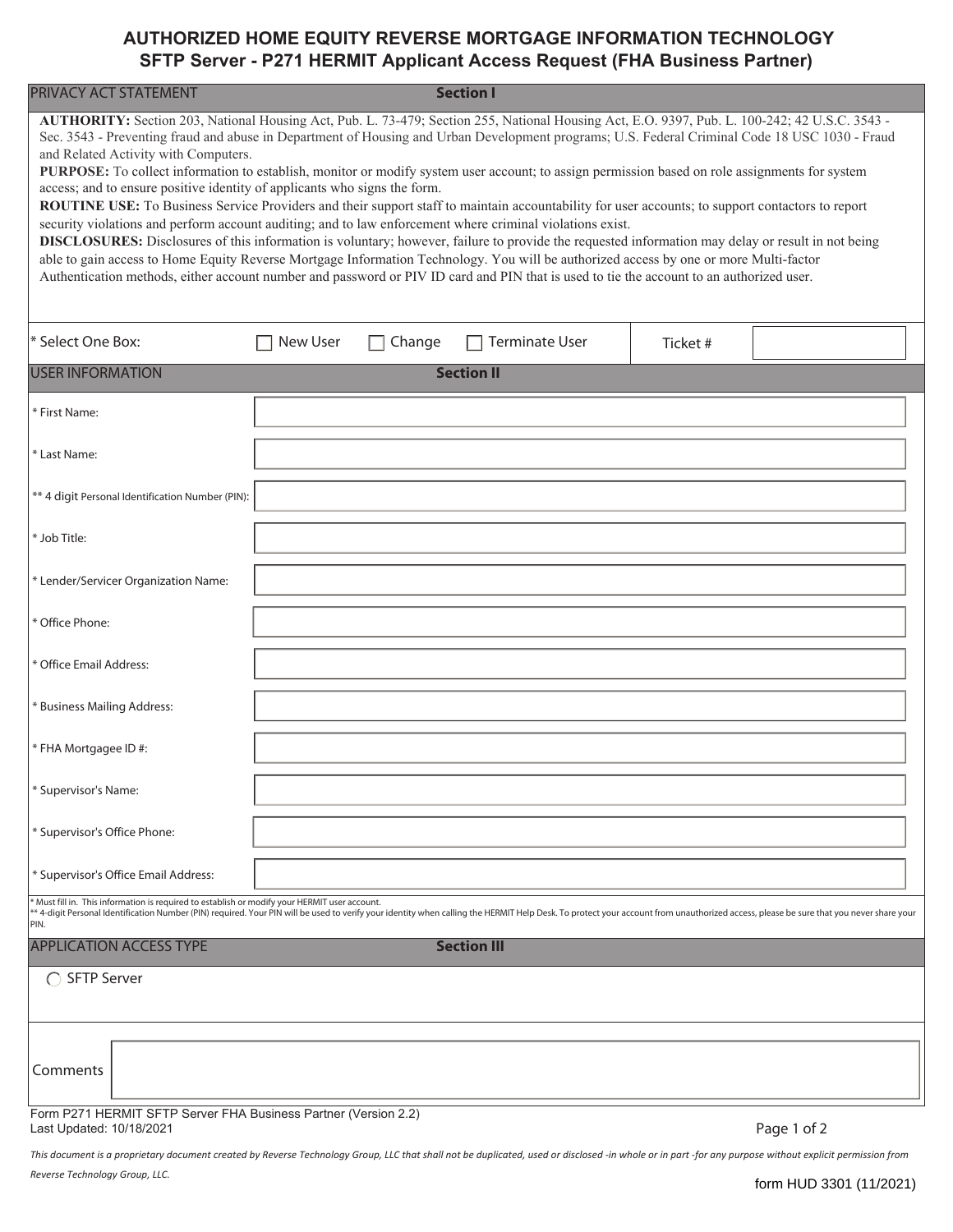# AUTHORIZED HOME EQUITY REVERSE MORTGAGE INFORMATION TECHNOLOGY
## SFTP Server - P271 HERMIT Applicant Access Request (FHA Business Partner)

| PRIVACY ACT STATEMENT | Section I |
|---|---|

**AUTHORITY:** Section 203, National Housing Act, Pub. L. 73-479; Section 255, National Housing Act, E.O. 9397, Pub. L. 100-242; 42 U.S.C. 3543 - Sec. 3543 - Preventing fraud and abuse in Department of Housing and Urban Development programs; U.S. Federal Criminal Code 18 USC 1030 - Fraud and Related Activity with Computers.

**PURPOSE:** To collect information to establish, monitor or modify system user account; to assign permission based on role assignments for system access; and to ensure positive identity of applicants who signs the form.

**ROUTINE USE:** To Business Service Providers and their support staff to maintain accountability for user accounts; to support contactors to report security violations and perform account auditing; and to law enforcement where criminal violations exist.

**DISCLOSURES:** Disclosures of this information is voluntary; however, failure to provide the requested information may delay or result in not being able to gain access to Home Equity Reverse Mortgage Information Technology. You will be authorized access by one or more Multi-factor Authentication methods, either account number and password or PIV ID card and PIN that is used to tie the account to an authorized user.

| * Select One Box: | ☐ New User ☐ Change ☐ Terminate User | Ticket # | |
|---|---|---|---|

| USER INFORMATION | Section II |
|---|---|
| * First Name: | |
| * Last Name: | |
| ** 4 digit Personal Identification Number (PIN): | |
| * Job Title: | |
| * Lender/Servicer Organization Name: | |
| * Office Phone: | |
| * Office Email Address: | |
| * Business Mailing Address: | |
| * FHA Mortgagee ID #: | |
| * Supervisor's Name: | |
| * Supervisor's Office Phone: | |
| * Supervisor's Office Email Address: | |

\* Must fill in. This information is required to establish or modify your HERMIT user account.
\*\* 4-digit Personal Identification Number (PIN) required. Your PIN will be used to verify your identity when calling the HERMIT Help Desk. To protect your account from unauthorized access, please be sure that you never share your PIN.

| APPLICATION ACCESS TYPE | Section III |
|---|---|
| ○ SFTP Server | |
| Comments | |

Form P271 HERMIT SFTP Server FHA Business Partner (Version 2.2)
Last Updated: 10/18/2021

*This document is a proprietary document created by Reverse Technology Group, LLC that shall not be duplicated, used or disclosed -in whole or in part -for any purpose without explicit permission from Reverse Technology Group, LLC.*

form HUD 3301 (11/2021)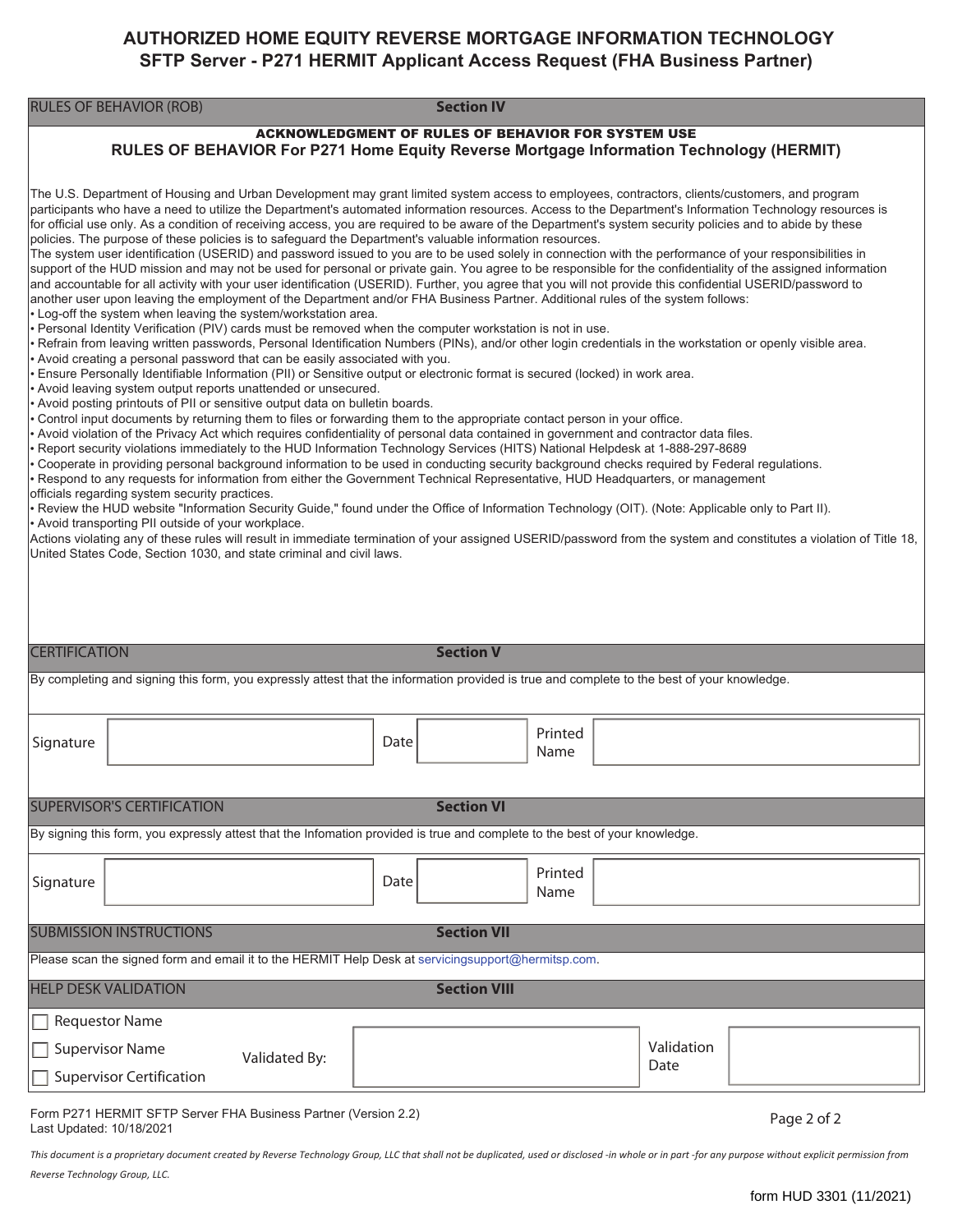# AUTHORIZED HOME EQUITY REVERSE MORTGAGE INFORMATION TECHNOLOGY
## SFTP Server - P271 HERMIT Applicant Access Request (FHA Business Partner)

## RULES OF BEHAVIOR (ROB) — Section IV

### ACKNOWLEDGMENT OF RULES OF BEHAVIOR FOR SYSTEM USE
### RULES OF BEHAVIOR For P271 Home Equity Reverse Mortgage Information Technology (HERMIT)

The U.S. Department of Housing and Urban Development may grant limited system access to employees, contractors, clients/customers, and program participants who have a need to utilize the Department's automated information resources. Access to the Department's Information Technology resources is for official use only. As a condition of receiving access, you are required to be aware of the Department's system security policies and to abide by these policies. The purpose of these policies is to safeguard the Department's valuable information resources.

The system user identification (USERID) and password issued to you are to be used solely in connection with the performance of your responsibilities in support of the HUD mission and may not be used for personal or private gain. You agree to be responsible for the confidentiality of the assigned information and accountable for all activity with your user identification (USERID). Further, you agree that you will not provide this confidential USERID/password to another user upon leaving the employment of the Department and/or FHA Business Partner. Additional rules of the system follows:

- Log-off the system when leaving the system/workstation area.
- Personal Identity Verification (PIV) cards must be removed when the computer workstation is not in use.
- Refrain from leaving written passwords, Personal Identification Numbers (PINs), and/or other login credentials in the workstation or openly visible area.
- Avoid creating a personal password that can be easily associated with you.
- Ensure Personally Identifiable Information (PII) or Sensitive output or electronic format is secured (locked) in work area.
- Avoid leaving system output reports unattended or unsecured.
- Avoid posting printouts of PII or sensitive output data on bulletin boards.
- Control input documents by returning them to files or forwarding them to the appropriate contact person in your office.
- Avoid violation of the Privacy Act which requires confidentiality of personal data contained in government and contractor data files.
- Report security violations immediately to the HUD Information Technology Services (HITS) National Helpdesk at 1-888-297-8689
- Cooperate in providing personal background information to be used in conducting security background checks required by Federal regulations.
- Respond to any requests for information from either the Government Technical Representative, HUD Headquarters, or management officials regarding system security practices.
- Review the HUD website "Information Security Guide," found under the Office of Information Technology (OIT). (Note: Applicable only to Part II).
- Avoid transporting PII outside of your workplace.

Actions violating any of these rules will result in immediate termination of your assigned USERID/password from the system and constitutes a violation of Title 18, United States Code, Section 1030, and state criminal and civil laws.

## CERTIFICATION — Section V

By completing and signing this form, you expressly attest that the information provided is true and complete to the best of your knowledge.

| Signature | | Date | | Printed Name | |
|---|---|---|---|---|---|

## SUPERVISOR'S CERTIFICATION — Section VI

By signing this form, you expressly attest that the Infomation provided is true and complete to the best of your knowledge.

| Signature | | Date | | Printed Name | |
|---|---|---|---|---|---|

## SUBMISSION INSTRUCTIONS — Section VII

Please scan the signed form and email it to the HERMIT Help Desk at servicingsupport@hermitsp.com.

## HELP DESK VALIDATION — Section VIII

- ☐ Requestor Name
- ☐ Supervisor Name
- ☐ Supervisor Certification

| Validated By: | | Validation Date | |
|---|---|---|---|

Form P271 HERMIT SFTP Server FHA Business Partner (Version 2.2)
Last Updated: 10/18/2021

*This document is a proprietary document created by Reverse Technology Group, LLC that shall not be duplicated, used or disclosed -in whole or in part -for any purpose without explicit permission from Reverse Technology Group, LLC.*

form HUD 3301 (11/2021)